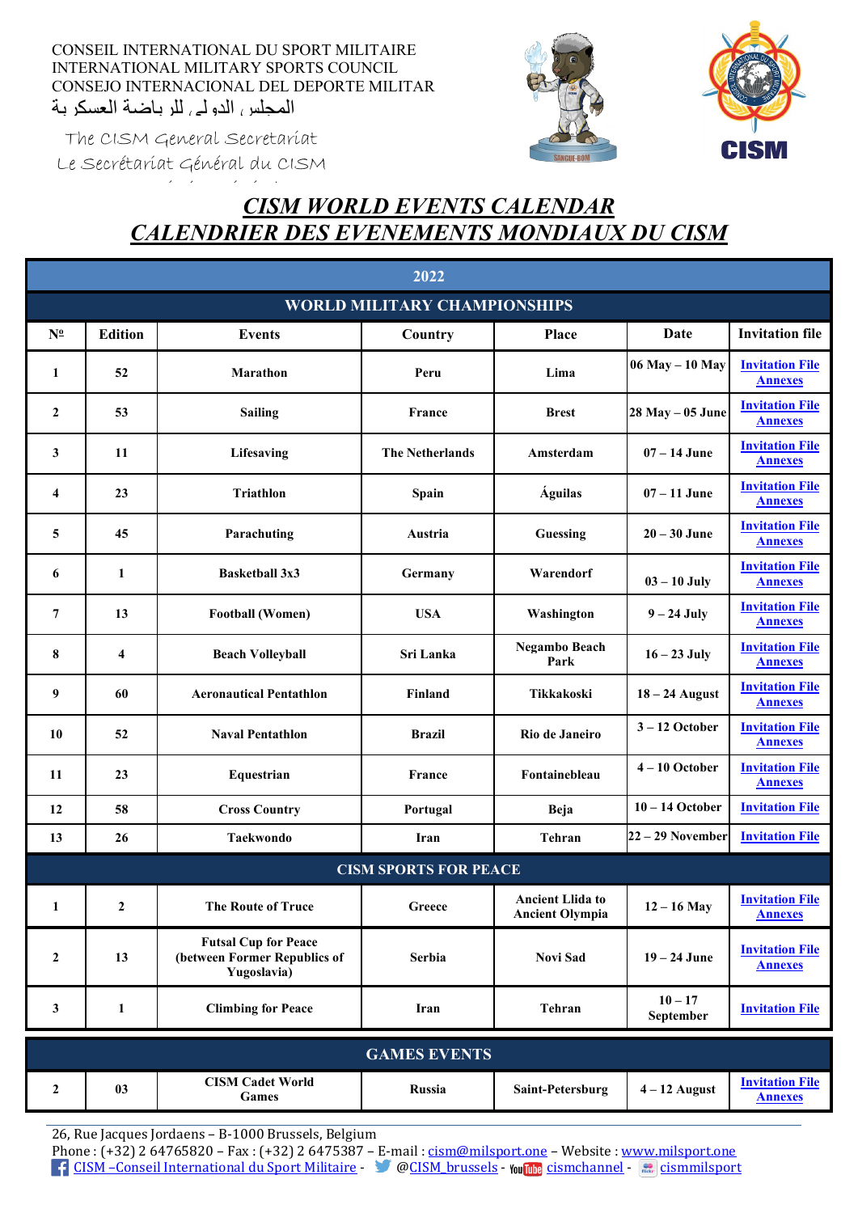CONSEIL INTERNATIONAL DU SPORT MILITAIRE
INTERNATIONAL MILITARY SPORTS COUNCIL
CONSEJO INTERNACIONAL DEL DEPORTE MILITAR
المجلس الدولي للرياضة العسكرية

The CISM General Secretariat
Le Secrétariat Général du CISM

# *CISM WORLD EVENTS CALENDAR*
# *CALENDRIER DES EVENEMENTS MONDIAUX DU CISM*

| 2022 | | | | | | |
|---|---|---|---|---|---|---|
| **WORLD MILITARY CHAMPIONSHIPS** | | | | | | |
| **Nº** | **Edition** | **Events** | **Country** | **Place** | **Date** | **Invitation file** |
| 1 | 52 | Marathon | Peru | Lima | 06 May – 10 May | Invitation File Annexes |
| 2 | 53 | Sailing | France | Brest | 28 May – 05 June | Invitation File Annexes |
| 3 | 11 | Lifesaving | The Netherlands | Amsterdam | 07 – 14 June | Invitation File Annexes |
| 4 | 23 | Triathlon | Spain | Águilas | 07 – 11 June | Invitation File Annexes |
| 5 | 45 | Parachuting | Austria | Guessing | 20 – 30 June | Invitation File Annexes |
| 6 | 1 | Basketball 3x3 | Germany | Warendorf | 03 – 10 July | Invitation File Annexes |
| 7 | 13 | Football (Women) | USA | Washington | 9 – 24 July | Invitation File Annexes |
| 8 | 4 | Beach Volleyball | Sri Lanka | Negambo Beach Park | 16 – 23 July | Invitation File Annexes |
| 9 | 60 | Aeronautical Pentathlon | Finland | Tikkakoski | 18 – 24 August | Invitation File Annexes |
| 10 | 52 | Naval Pentathlon | Brazil | Rio de Janeiro | 3 – 12 October | Invitation File Annexes |
| 11 | 23 | Equestrian | France | Fontainebleau | 4 – 10 October | Invitation File Annexes |
| 12 | 58 | Cross Country | Portugal | Beja | 10 – 14 October | Invitation File |
| 13 | 26 | Taekwondo | Iran | Tehran | 22 – 29 November | Invitation File |
| **CISM SPORTS FOR PEACE** | | | | | | |
| 1 | 2 | The Route of Truce | Greece | Ancient Llida to Ancient Olympia | 12 – 16 May | Invitation File Annexes |
| 2 | 13 | Futsal Cup for Peace (between Former Republics of Yugoslavia) | Serbia | Novi Sad | 19 – 24 June | Invitation File Annexes |
| 3 | 1 | Climbing for Peace | Iran | Tehran | 10 – 17 September | Invitation File |
| **GAMES EVENTS** | | | | | | |
| 2 | 03 | CISM Cadet World Games | Russia | Saint-Petersburg | 4 – 12 August | Invitation File Annexes |

26, Rue Jacques Jordaens – B-1000 Brussels, Belgium
Phone : (+32) 2 64765820 – Fax : (+32) 2 6475387 – E-mail : cism@milsport.one – Website : www.milsport.one
CISM –Conseil International du Sport Militaire - @CISM_brussels - cismchannel - cismmilsport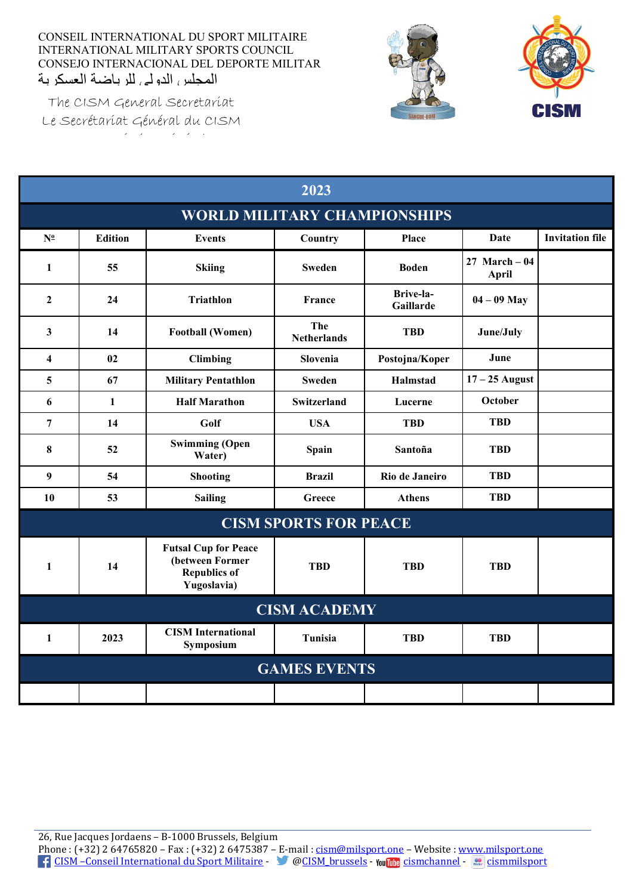CONSEIL INTERNATIONAL DU SPORT MILITAIRE
INTERNATIONAL MILITARY SPORTS COUNCIL
CONSEJO INTERNACIONAL DEL DEPORTE MILITAR
المجلس الدولي للرياضة العسكرية

The CISM General Secretariat
Le Secrétariat Général du CISM

| 2023 | | | | | | |
|---|---|---|---|---|---|---|
| **WORLD MILITARY CHAMPIONSHIPS** | | | | | | |
| **Nº** | **Edition** | **Events** | **Country** | **Place** | **Date** | **Invitation file** |
| **1** | **55** | **Skiing** | **Sweden** | **Boden** | **27 March – 04 April** | |
| **2** | **24** | **Triathlon** | **France** | **Brive-la-Gaillarde** | **04 – 09 May** | |
| **3** | **14** | **Football (Women)** | **The Netherlands** | **TBD** | **June/July** | |
| **4** | **02** | **Climbing** | **Slovenia** | **Postojna/Koper** | **June** | |
| **5** | **67** | **Military Pentathlon** | **Sweden** | **Halmstad** | **17 – 25 August** | |
| **6** | **1** | **Half Marathon** | **Switzerland** | **Lucerne** | **October** | |
| **7** | **14** | **Golf** | **USA** | **TBD** | **TBD** | |
| **8** | **52** | **Swimming (Open Water)** | **Spain** | **Santoña** | **TBD** | |
| **9** | **54** | **Shooting** | **Brazil** | **Rio de Janeiro** | **TBD** | |
| **10** | **53** | **Sailing** | **Greece** | **Athens** | **TBD** | |
| **CISM SPORTS FOR PEACE** | | | | | | |
| **1** | **14** | **Futsal Cup for Peace (between Former Republics of Yugoslavia)** | **TBD** | **TBD** | **TBD** | |
| **CISM ACADEMY** | | | | | | |
| **1** | **2023** | **CISM International Symposium** | **Tunisia** | **TBD** | **TBD** | |
| **GAMES EVENTS** | | | | | | |
| | | | | | | |

26, Rue Jacques Jordaens – B-1000 Brussels, Belgium
Phone : (+32) 2 64765820 – Fax : (+32) 2 6475387 – E-mail : cism@milsport.one – Website : www.milsport.one
CISM –Conseil International du Sport Militaire - @CISM_brussels - cismchannel - cismmilsport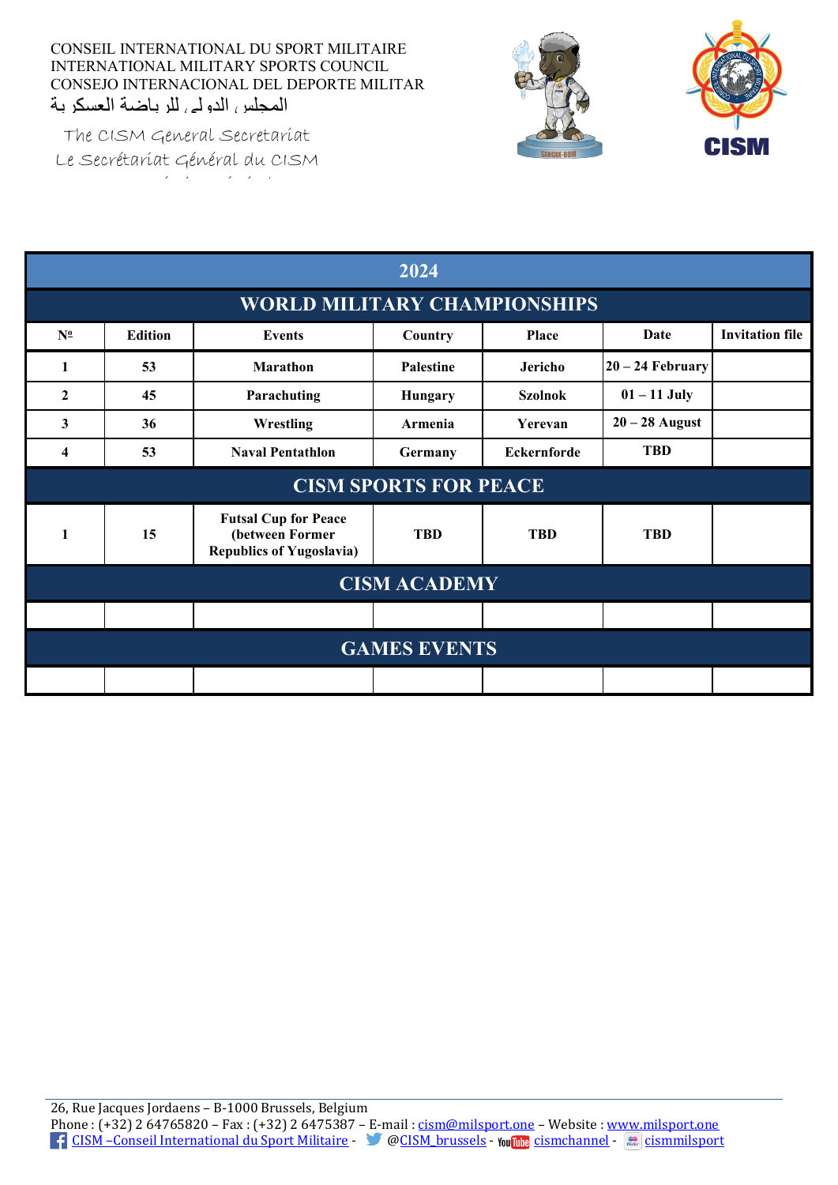CONSEIL INTERNATIONAL DU SPORT MILITAIRE
INTERNATIONAL MILITARY SPORTS COUNCIL
CONSEJO INTERNACIONAL DEL DEPORTE MILITAR
المجلس الدولي للرياضة العسكرية

The CISM General Secretariat
Le Secrétariat Général du CISM

| 2024 | | | | | | |
|---|---|---|---|---|---|---|
| **WORLD MILITARY CHAMPIONSHIPS** | | | | | | |
| **№** | **Edition** | **Events** | **Country** | **Place** | **Date** | **Invitation file** |
| **1** | **53** | **Marathon** | **Palestine** | **Jericho** | **20 – 24 February** | |
| **2** | **45** | **Parachuting** | **Hungary** | **Szolnok** | **01 – 11 July** | |
| **3** | **36** | **Wrestling** | **Armenia** | **Yerevan** | **20 – 28 August** | |
| **4** | **53** | **Naval Pentathlon** | **Germany** | **Eckernforde** | **TBD** | |
| **CISM SPORTS FOR PEACE** | | | | | | |
| **1** | **15** | **Futsal Cup for Peace (between Former Republics of Yugoslavia)** | **TBD** | **TBD** | **TBD** | |
| **CISM ACADEMY** | | | | | | |
| | | | | | | |
| **GAMES EVENTS** | | | | | | |
| | | | | | | |

26, Rue Jacques Jordaens – B-1000 Brussels, Belgium
Phone : (+32) 2 64765820 – Fax : (+32) 2 6475387 – E-mail : cism@milsport.one – Website : www.milsport.one
CISM –Conseil International du Sport Militaire - @CISM_brussels - cismchannel - cismmilsport